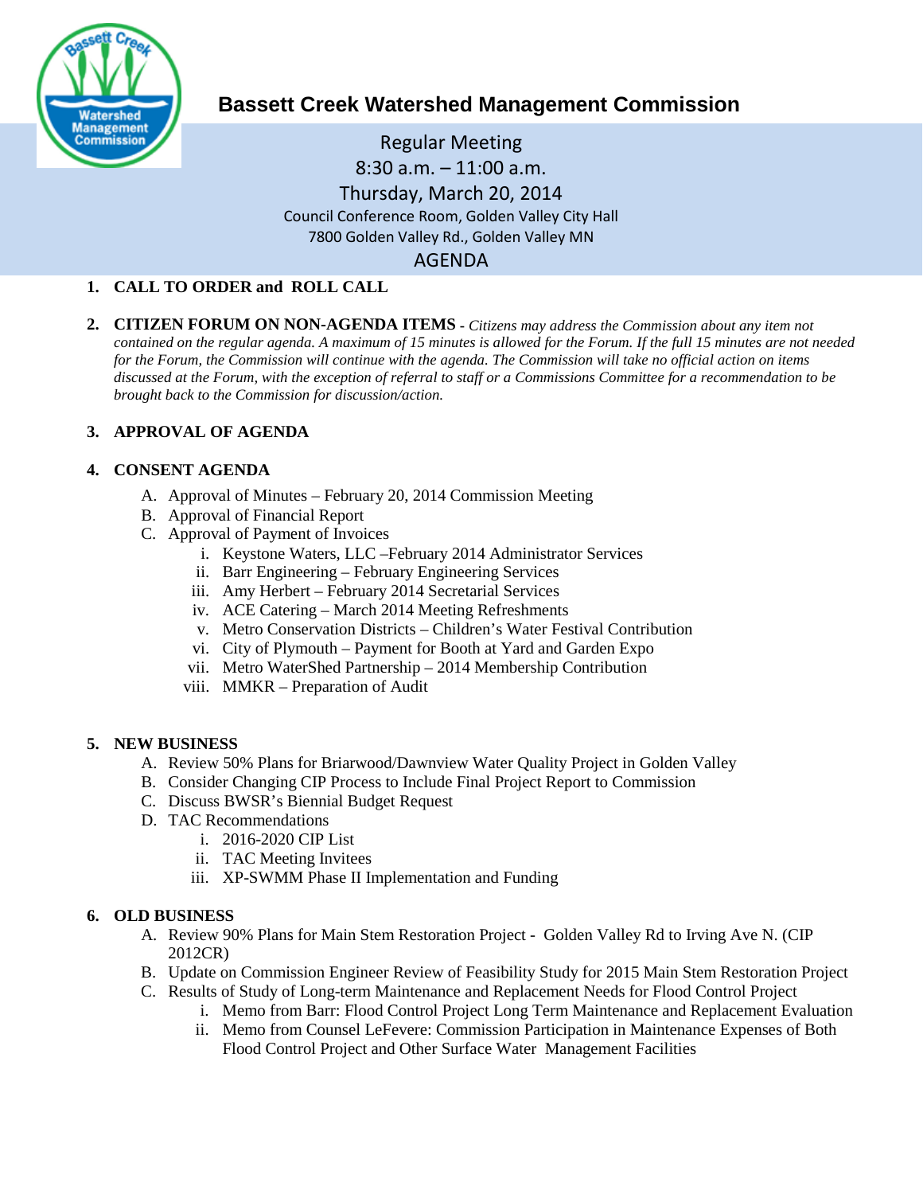# Bassett Creek Watershed Management Commission

Regular Meeting
8:30 a.m. – 11:00 a.m.
Thursday, March 20, 2014
Council Conference Room, Golden Valley City Hall
7800 Golden Valley Rd., Golden Valley MN

AGENDA

1. **CALL TO ORDER and ROLL CALL**

2. **CITIZEN FORUM ON NON-AGENDA ITEMS** - *Citizens may address the Commission about any item not contained on the regular agenda. A maximum of 15 minutes is allowed for the Forum. If the full 15 minutes are not needed for the Forum, the Commission will continue with the agenda. The Commission will take no official action on items discussed at the Forum, with the exception of referral to staff or a Commissions Committee for a recommendation to be brought back to the Commission for discussion/action.*

3. **APPROVAL OF AGENDA**

4. **CONSENT AGENDA**
   A. Approval of Minutes – February 20, 2014 Commission Meeting
   B. Approval of Financial Report
   C. Approval of Payment of Invoices
      i. Keystone Waters, LLC –February 2014 Administrator Services
      ii. Barr Engineering – February Engineering Services
      iii. Amy Herbert – February 2014 Secretarial Services
      iv. ACE Catering – March 2014 Meeting Refreshments
      v. Metro Conservation Districts – Children's Water Festival Contribution
      vi. City of Plymouth – Payment for Booth at Yard and Garden Expo
      vii. Metro WaterShed Partnership – 2014 Membership Contribution
      viii. MMKR – Preparation of Audit

5. **NEW BUSINESS**
   A. Review 50% Plans for Briarwood/Dawnview Water Quality Project in Golden Valley
   B. Consider Changing CIP Process to Include Final Project Report to Commission
   C. Discuss BWSR's Biennial Budget Request
   D. TAC Recommendations
      i. 2016-2020 CIP List
      ii. TAC Meeting Invitees
      iii. XP-SWMM Phase II Implementation and Funding

6. **OLD BUSINESS**
   A. Review 90% Plans for Main Stem Restoration Project - Golden Valley Rd to Irving Ave N. (CIP 2012CR)
   B. Update on Commission Engineer Review of Feasibility Study for 2015 Main Stem Restoration Project
   C. Results of Study of Long-term Maintenance and Replacement Needs for Flood Control Project
      i. Memo from Barr: Flood Control Project Long Term Maintenance and Replacement Evaluation
      ii. Memo from Counsel LeFevere: Commission Participation in Maintenance Expenses of Both Flood Control Project and Other Surface Water Management Facilities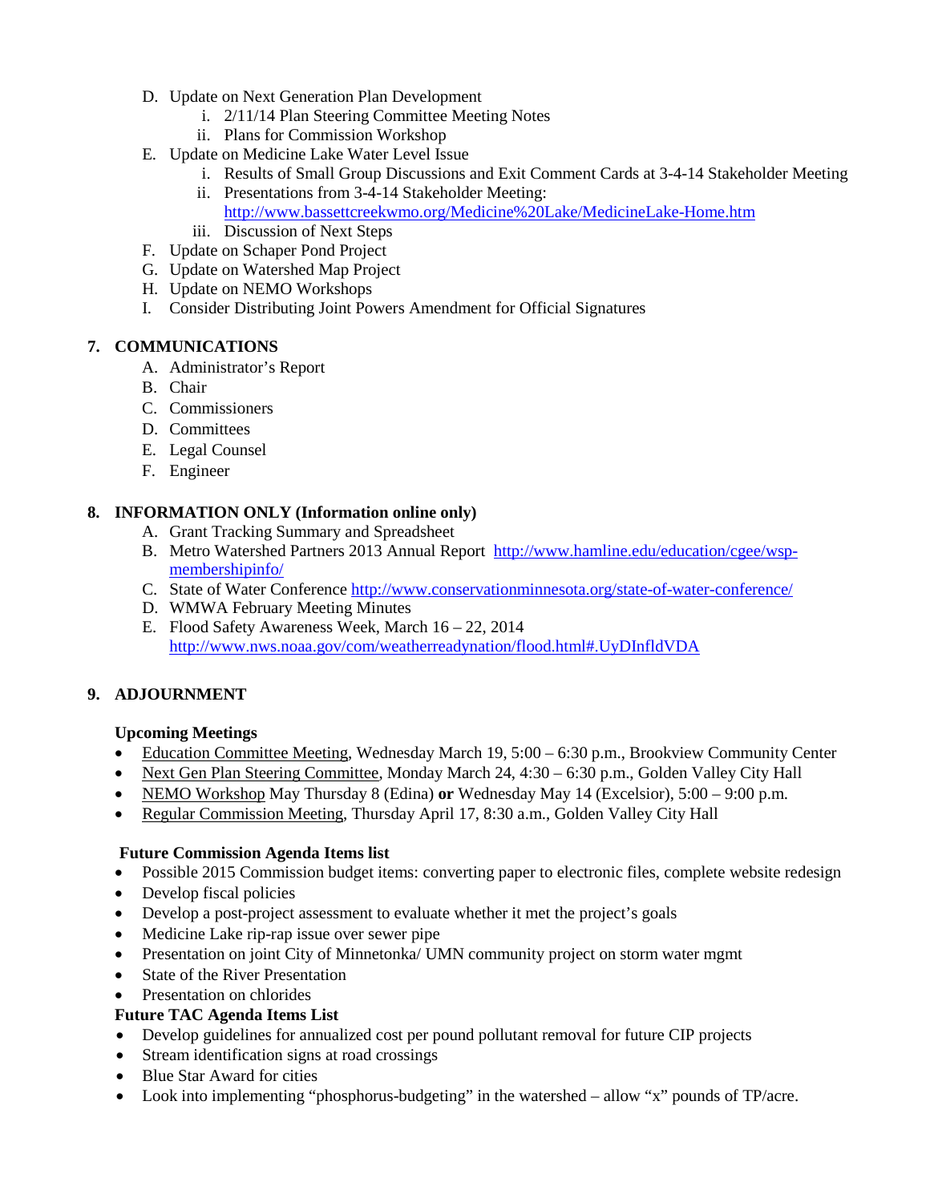D. Update on Next Generation Plan Development
    i. 2/11/14 Plan Steering Committee Meeting Notes
    ii. Plans for Commission Workshop
E. Update on Medicine Lake Water Level Issue
    i. Results of Small Group Discussions and Exit Comment Cards at 3-4-14 Stakeholder Meeting
    ii. Presentations from 3-4-14 Stakeholder Meeting: http://www.bassettcreekwmo.org/Medicine%20Lake/MedicineLake-Home.htm
    iii. Discussion of Next Steps
F. Update on Schaper Pond Project
G. Update on Watershed Map Project
H. Update on NEMO Workshops
I. Consider Distributing Joint Powers Amendment for Official Signatures

## 7. COMMUNICATIONS

A. Administrator's Report
B. Chair
C. Commissioners
D. Committees
E. Legal Counsel
F. Engineer

## 8. INFORMATION ONLY (Information online only)

A. Grant Tracking Summary and Spreadsheet
B. Metro Watershed Partners 2013 Annual Report http://www.hamline.edu/education/cgee/wsp-membershipinfo/
C. State of Water Conference http://www.conservationminnesota.org/state-of-water-conference/
D. WMWA February Meeting Minutes
E. Flood Safety Awareness Week, March 16 – 22, 2014 http://www.nws.noaa.gov/com/weatherreadynation/flood.html#.UyDInfldVDA

## 9. ADJOURNMENT

**Upcoming Meetings**

- Education Committee Meeting, Wednesday March 19, 5:00 – 6:30 p.m., Brookview Community Center
- Next Gen Plan Steering Committee, Monday March 24, 4:30 – 6:30 p.m., Golden Valley City Hall
- NEMO Workshop May Thursday 8 (Edina) **or** Wednesday May 14 (Excelsior), 5:00 – 9:00 p.m.
- Regular Commission Meeting, Thursday April 17, 8:30 a.m., Golden Valley City Hall

**Future Commission Agenda Items list**

- Possible 2015 Commission budget items: converting paper to electronic files, complete website redesign
- Develop fiscal policies
- Develop a post-project assessment to evaluate whether it met the project's goals
- Medicine Lake rip-rap issue over sewer pipe
- Presentation on joint City of Minnetonka/ UMN community project on storm water mgmt
- State of the River Presentation
- Presentation on chlorides

**Future TAC Agenda Items List**

- Develop guidelines for annualized cost per pound pollutant removal for future CIP projects
- Stream identification signs at road crossings
- Blue Star Award for cities
- Look into implementing "phosphorus-budgeting" in the watershed – allow "x" pounds of TP/acre.